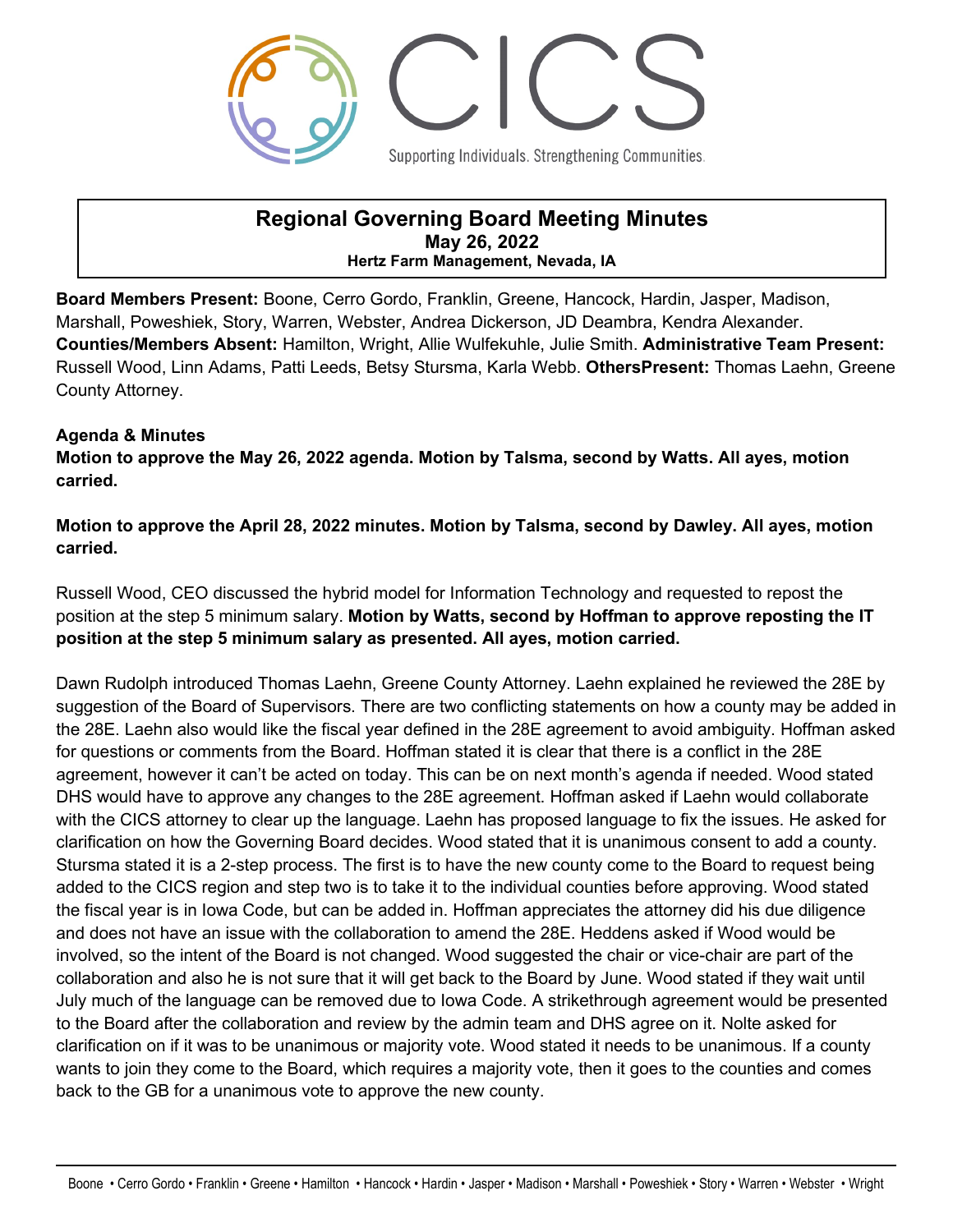# CICS

Supporting Individuals. Strengthening Communities.

## Regional Governing Board Meeting Minutes

**May 26, 2022**

**Hertz Farm Management, Nevada, IA**

**Board Members Present:** Boone, Cerro Gordo, Franklin, Greene, Hancock, Hardin, Jasper, Madison, Marshall, Poweshiek, Story, Warren, Webster, Andrea Dickerson, JD Deambra, Kendra Alexander. **Counties/Members Absent:** Hamilton, Wright, Allie Wulfekuhle, Julie Smith. **Administrative Team Present:** Russell Wood, Linn Adams, Patti Leeds, Betsy Stursma, Karla Webb. **OthersPresent:** Thomas Laehn, Greene County Attorney.

**Agenda & Minutes**

**Motion to approve the May 26, 2022 agenda. Motion by Talsma, second by Watts. All ayes, motion carried.**

**Motion to approve the April 28, 2022 minutes. Motion by Talsma, second by Dawley. All ayes, motion carried.**

Russell Wood, CEO discussed the hybrid model for Information Technology and requested to repost the position at the step 5 minimum salary. **Motion by Watts, second by Hoffman to approve reposting the IT position at the step 5 minimum salary as presented. All ayes, motion carried.**

Dawn Rudolph introduced Thomas Laehn, Greene County Attorney. Laehn explained he reviewed the 28E by suggestion of the Board of Supervisors. There are two conflicting statements on how a county may be added in the 28E. Laehn also would like the fiscal year defined in the 28E agreement to avoid ambiguity. Hoffman asked for questions or comments from the Board. Hoffman stated it is clear that there is a conflict in the 28E agreement, however it can't be acted on today. This can be on next month's agenda if needed. Wood stated DHS would have to approve any changes to the 28E agreement. Hoffman asked if Laehn would collaborate with the CICS attorney to clear up the language. Laehn has proposed language to fix the issues. He asked for clarification on how the Governing Board decides. Wood stated that it is unanimous consent to add a county. Stursma stated it is a 2-step process. The first is to have the new county come to the Board to request being added to the CICS region and step two is to take it to the individual counties before approving. Wood stated the fiscal year is in Iowa Code, but can be added in. Hoffman appreciates the attorney did his due diligence and does not have an issue with the collaboration to amend the 28E. Heddens asked if Wood would be involved, so the intent of the Board is not changed. Wood suggested the chair or vice-chair are part of the collaboration and also he is not sure that it will get back to the Board by June. Wood stated if they wait until July much of the language can be removed due to Iowa Code. A strikethrough agreement would be presented to the Board after the collaboration and review by the admin team and DHS agree on it. Nolte asked for clarification on if it was to be unanimous or majority vote. Wood stated it needs to be unanimous. If a county wants to join they come to the Board, which requires a majority vote, then it goes to the counties and comes back to the GB for a unanimous vote to approve the new county.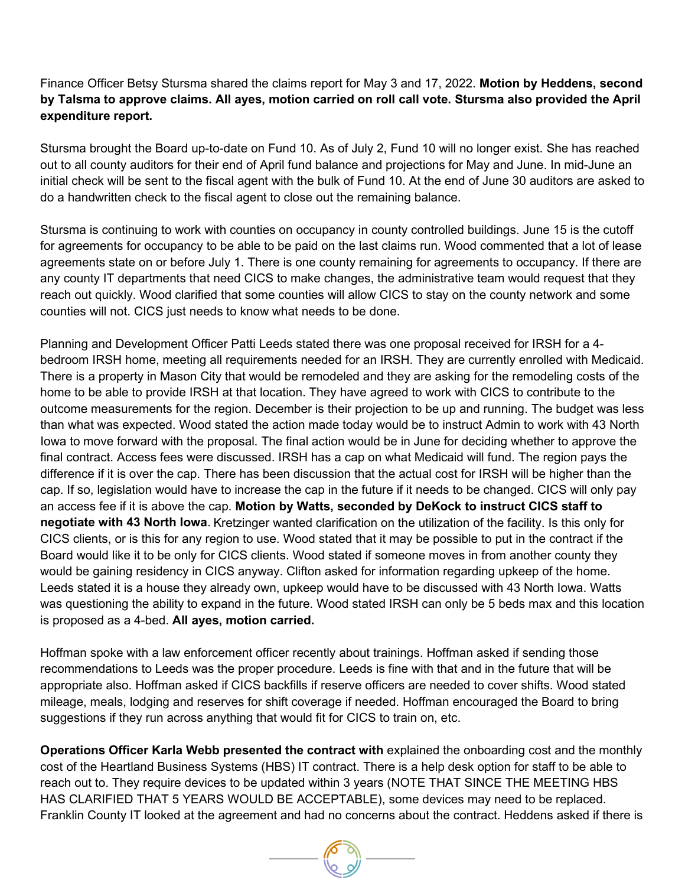Finance Officer Betsy Stursma shared the claims report for May 3 and 17, 2022. **Motion by Heddens, second by Talsma to approve claims. All ayes, motion carried on roll call vote. Stursma also provided the April expenditure report.**

Stursma brought the Board up-to-date on Fund 10. As of July 2, Fund 10 will no longer exist. She has reached out to all county auditors for their end of April fund balance and projections for May and June. In mid-June an initial check will be sent to the fiscal agent with the bulk of Fund 10. At the end of June 30 auditors are asked to do a handwritten check to the fiscal agent to close out the remaining balance.

Stursma is continuing to work with counties on occupancy in county controlled buildings. June 15 is the cutoff for agreements for occupancy to be able to be paid on the last claims run. Wood commented that a lot of lease agreements state on or before July 1. There is one county remaining for agreements to occupancy. If there are any county IT departments that need CICS to make changes, the administrative team would request that they reach out quickly. Wood clarified that some counties will allow CICS to stay on the county network and some counties will not. CICS just needs to know what needs to be done.

Planning and Development Officer Patti Leeds stated there was one proposal received for IRSH for a 4-bedroom IRSH home, meeting all requirements needed for an IRSH. They are currently enrolled with Medicaid. There is a property in Mason City that would be remodeled and they are asking for the remodeling costs of the home to be able to provide IRSH at that location. They have agreed to work with CICS to contribute to the outcome measurements for the region. December is their projection to be up and running. The budget was less than what was expected. Wood stated the action made today would be to instruct Admin to work with 43 North Iowa to move forward with the proposal. The final action would be in June for deciding whether to approve the final contract. Access fees were discussed. IRSH has a cap on what Medicaid will fund. The region pays the difference if it is over the cap. There has been discussion that the actual cost for IRSH will be higher than the cap. If so, legislation would have to increase the cap in the future if it needs to be changed. CICS will only pay an access fee if it is above the cap. **Motion by Watts, seconded by DeKock to instruct CICS staff to negotiate with 43 North Iowa**. Kretzinger wanted clarification on the utilization of the facility. Is this only for CICS clients, or is this for any region to use. Wood stated that it may be possible to put in the contract if the Board would like it to be only for CICS clients. Wood stated if someone moves in from another county they would be gaining residency in CICS anyway. Clifton asked for information regarding upkeep of the home. Leeds stated it is a house they already own, upkeep would have to be discussed with 43 North Iowa. Watts was questioning the ability to expand in the future. Wood stated IRSH can only be 5 beds max and this location is proposed as a 4-bed. **All ayes, motion carried.**

Hoffman spoke with a law enforcement officer recently about trainings. Hoffman asked if sending those recommendations to Leeds was the proper procedure. Leeds is fine with that and in the future that will be appropriate also. Hoffman asked if CICS backfills if reserve officers are needed to cover shifts. Wood stated mileage, meals, lodging and reserves for shift coverage if needed. Hoffman encouraged the Board to bring suggestions if they run across anything that would fit for CICS to train on, etc.

**Operations Officer Karla Webb presented the contract with** explained the onboarding cost and the monthly cost of the Heartland Business Systems (HBS) IT contract. There is a help desk option for staff to be able to reach out to. They require devices to be updated within 3 years (NOTE THAT SINCE THE MEETING HBS HAS CLARIFIED THAT 5 YEARS WOULD BE ACCEPTABLE), some devices may need to be replaced. Franklin County IT looked at the agreement and had no concerns about the contract. Heddens asked if there is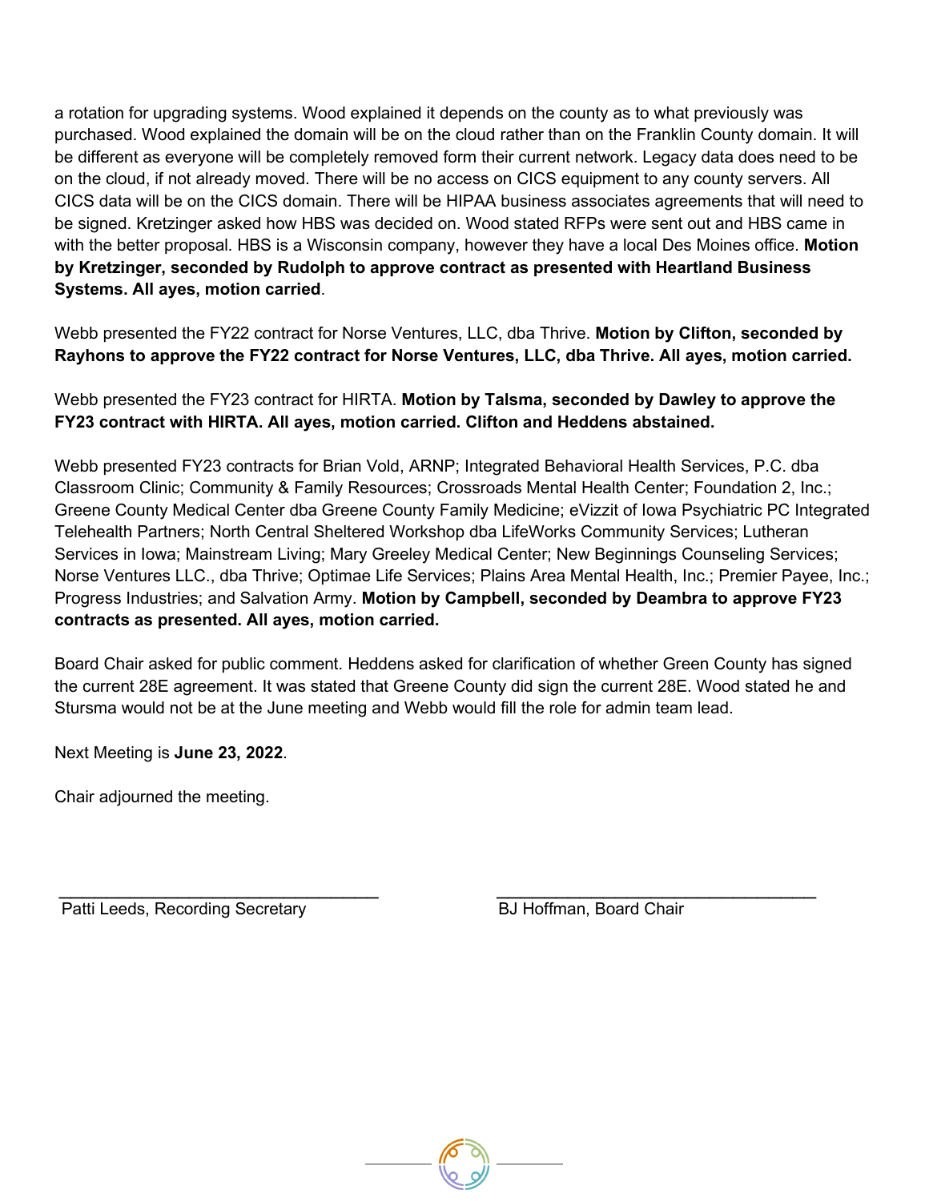a rotation for upgrading systems. Wood explained it depends on the county as to what previously was purchased. Wood explained the domain will be on the cloud rather than on the Franklin County domain. It will be different as everyone will be completely removed form their current network. Legacy data does need to be on the cloud, if not already moved. There will be no access on CICS equipment to any county servers. All CICS data will be on the CICS domain. There will be HIPAA business associates agreements that will need to be signed. Kretzinger asked how HBS was decided on. Wood stated RFPs were sent out and HBS came in with the better proposal. HBS is a Wisconsin company, however they have a local Des Moines office. **Motion by Kretzinger, seconded by Rudolph to approve contract as presented with Heartland Business Systems. All ayes, motion carried**.

Webb presented the FY22 contract for Norse Ventures, LLC, dba Thrive. **Motion by Clifton, seconded by Rayhons to approve the FY22 contract for Norse Ventures, LLC, dba Thrive. All ayes, motion carried.**

Webb presented the FY23 contract for HIRTA. **Motion by Talsma, seconded by Dawley to approve the FY23 contract with HIRTA. All ayes, motion carried. Clifton and Heddens abstained.**

Webb presented FY23 contracts for Brian Vold, ARNP; Integrated Behavioral Health Services, P.C. dba Classroom Clinic; Community & Family Resources; Crossroads Mental Health Center; Foundation 2, Inc.; Greene County Medical Center dba Greene County Family Medicine; eVizzit of Iowa Psychiatric PC Integrated Telehealth Partners; North Central Sheltered Workshop dba LifeWorks Community Services; Lutheran Services in Iowa; Mainstream Living; Mary Greeley Medical Center; New Beginnings Counseling Services; Norse Ventures LLC., dba Thrive; Optimae Life Services; Plains Area Mental Health, Inc.; Premier Payee, Inc.; Progress Industries; and Salvation Army. **Motion by Campbell, seconded by Deambra to approve FY23 contracts as presented. All ayes, motion carried.**

Board Chair asked for public comment. Heddens asked for clarification of whether Green County has signed the current 28E agreement. It was stated that Greene County did sign the current 28E. Wood stated he and Stursma would not be at the June meeting and Webb would fill the role for admin team lead.

Next Meeting is **June 23, 2022**.

Chair adjourned the meeting.

\_\_\_\_\_\_\_\_\_\_\_\_\_\_\_\_\_\_\_\_\_\_\_\_\_\_\_\_\_\_\_\_\_\_
Patti Leeds, Recording Secretary

\_\_\_\_\_\_\_\_\_\_\_\_\_\_\_\_\_\_\_\_\_\_\_\_\_\_\_\_\_\_\_\_\_\_
BJ Hoffman, Board Chair